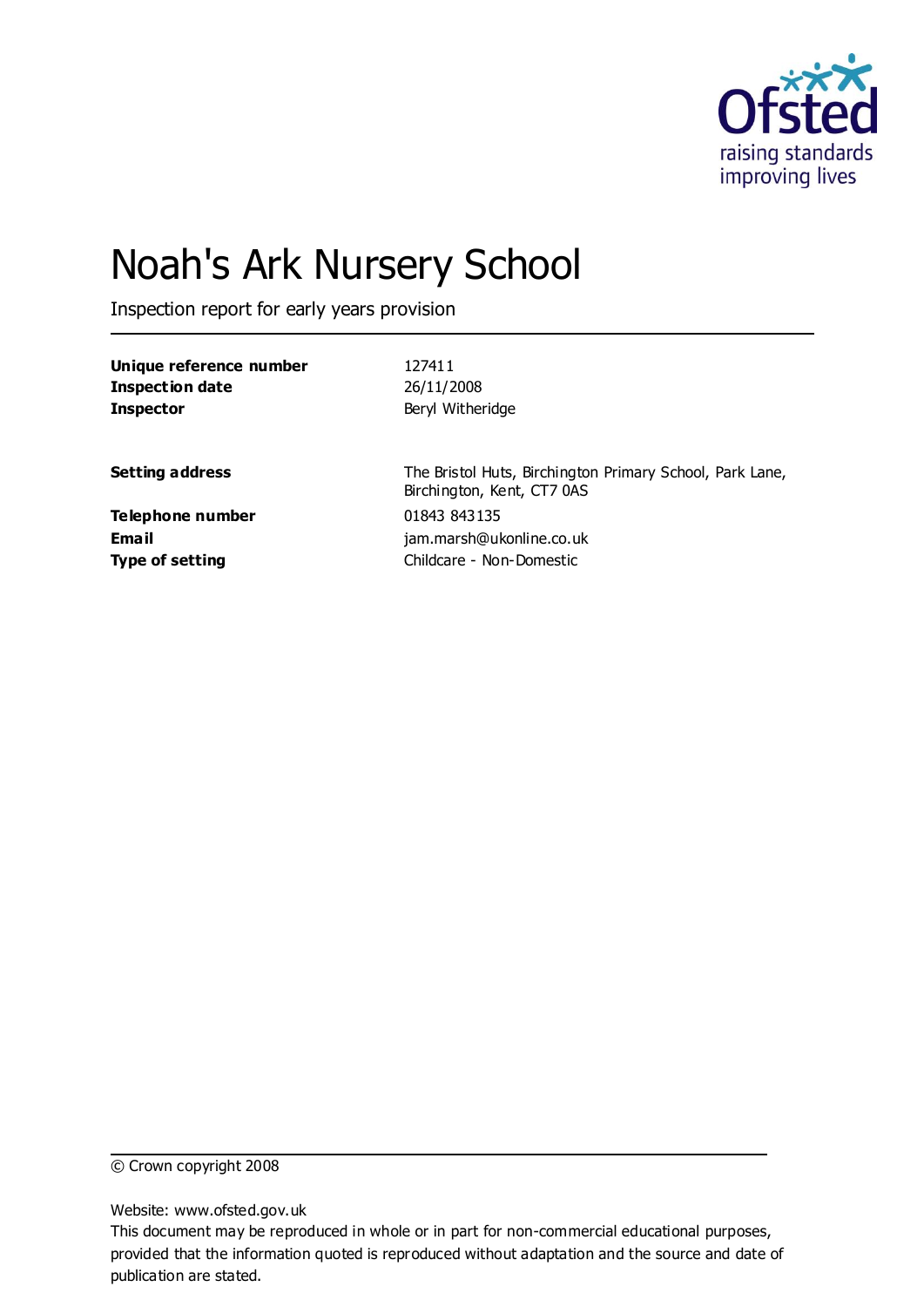Ofsted
raising standards
improving lives

# Noah's Ark Nursery School

Inspection report for early years provision

| | |
|---|---|
| **Unique reference number** | 127411 |
| **Inspection date** | 26/11/2008 |
| **Inspector** | Beryl Witheridge |
| | |
| **Setting address** | The Bristol Huts, Birchington Primary School, Park Lane, Birchington, Kent, CT7 0AS |
| **Telephone number** | 01843 843135 |
| **Email** | jam.marsh@ukonline.co.uk |
| **Type of setting** | Childcare - Non-Domestic |

© Crown copyright 2008

Website: www.ofsted.gov.uk

This document may be reproduced in whole or in part for non-commercial educational purposes, provided that the information quoted is reproduced without adaptation and the source and date of publication are stated.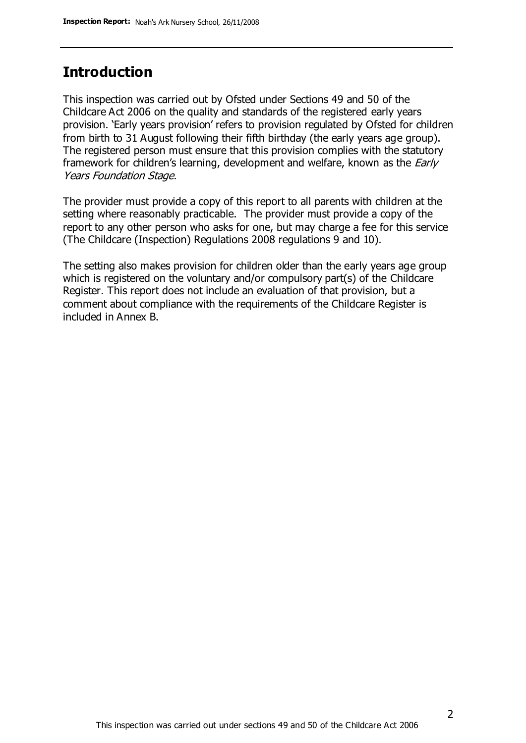## Introduction

This inspection was carried out by Ofsted under Sections 49 and 50 of the Childcare Act 2006 on the quality and standards of the registered early years provision. 'Early years provision' refers to provision regulated by Ofsted for children from birth to 31 August following their fifth birthday (the early years age group). The registered person must ensure that this provision complies with the statutory framework for children's learning, development and welfare, known as the *Early Years Foundation Stage.*

The provider must provide a copy of this report to all parents with children at the setting where reasonably practicable. The provider must provide a copy of the report to any other person who asks for one, but may charge a fee for this service (The Childcare (Inspection) Regulations 2008 regulations 9 and 10).

The setting also makes provision for children older than the early years age group which is registered on the voluntary and/or compulsory part(s) of the Childcare Register. This report does not include an evaluation of that provision, but a comment about compliance with the requirements of the Childcare Register is included in Annex B.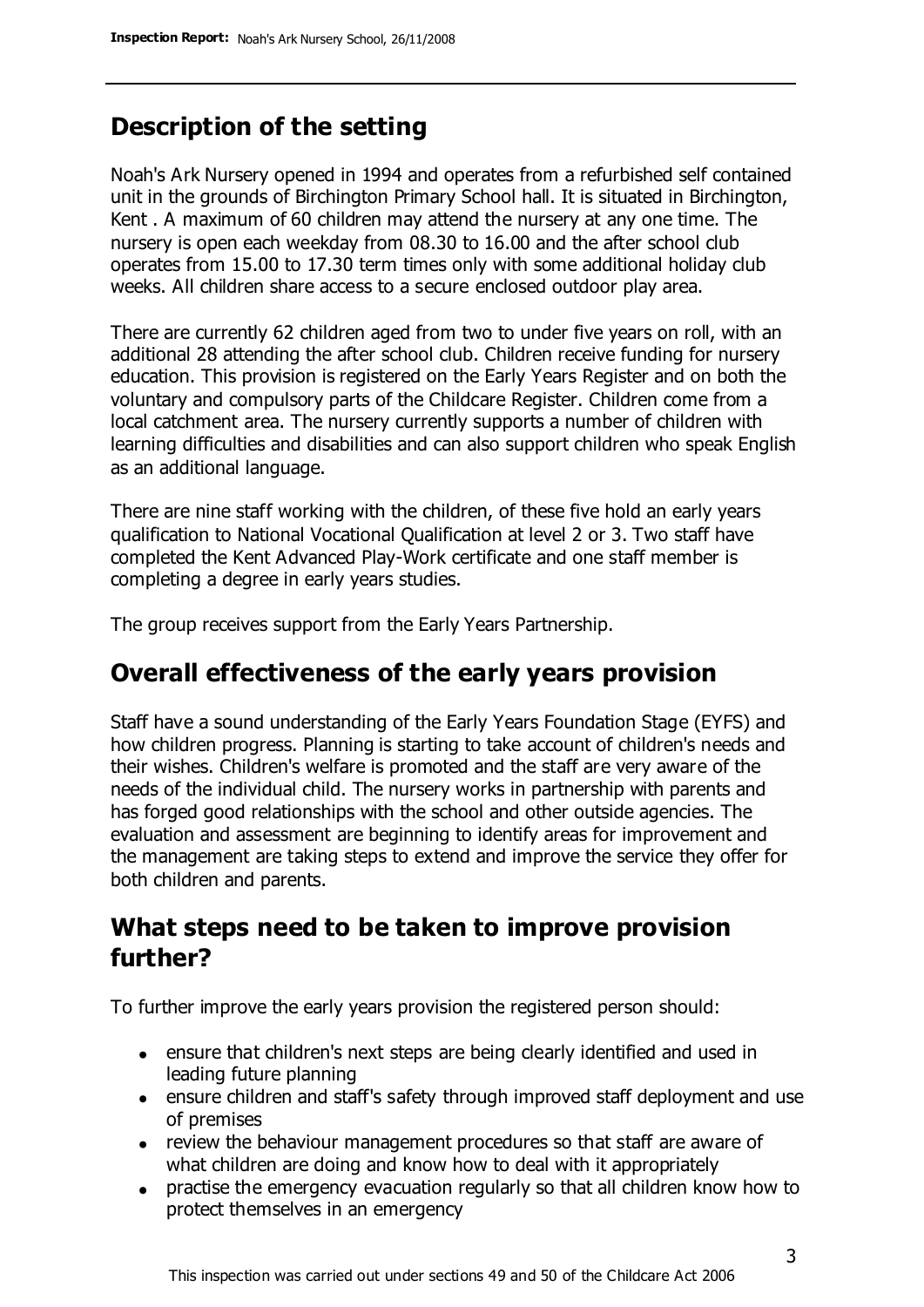## Description of the setting

Noah's Ark Nursery opened in 1994 and operates from a refurbished self contained unit in the grounds of Birchington Primary School hall. It is situated in Birchington, Kent . A maximum of 60 children may attend the nursery at any one time. The nursery is open each weekday from 08.30 to 16.00 and the after school club operates from 15.00 to 17.30 term times only with some additional holiday club weeks. All children share access to a secure enclosed outdoor play area.

There are currently 62 children aged from two to under five years on roll, with an additional 28 attending the after school club. Children receive funding for nursery education. This provision is registered on the Early Years Register and on both the voluntary and compulsory parts of the Childcare Register. Children come from a local catchment area. The nursery currently supports a number of children with learning difficulties and disabilities and can also support children who speak English as an additional language.

There are nine staff working with the children, of these five hold an early years qualification to National Vocational Qualification at level 2 or 3. Two staff have completed the Kent Advanced Play-Work certificate and one staff member is completing a degree in early years studies.

The group receives support from the Early Years Partnership.

## Overall effectiveness of the early years provision

Staff have a sound understanding of the Early Years Foundation Stage (EYFS) and how children progress. Planning is starting to take account of children's needs and their wishes. Children's welfare is promoted and the staff are very aware of the needs of the individual child. The nursery works in partnership with parents and has forged good relationships with the school and other outside agencies. The evaluation and assessment are beginning to identify areas for improvement and the management are taking steps to extend and improve the service they offer for both children and parents.

## What steps need to be taken to improve provision further?

To further improve the early years provision the registered person should:

- ensure that children's next steps are being clearly identified and used in leading future planning
- ensure children and staff's safety through improved staff deployment and use of premises
- review the behaviour management procedures so that staff are aware of what children are doing and know how to deal with it appropriately
- practise the emergency evacuation regularly so that all children know how to protect themselves in an emergency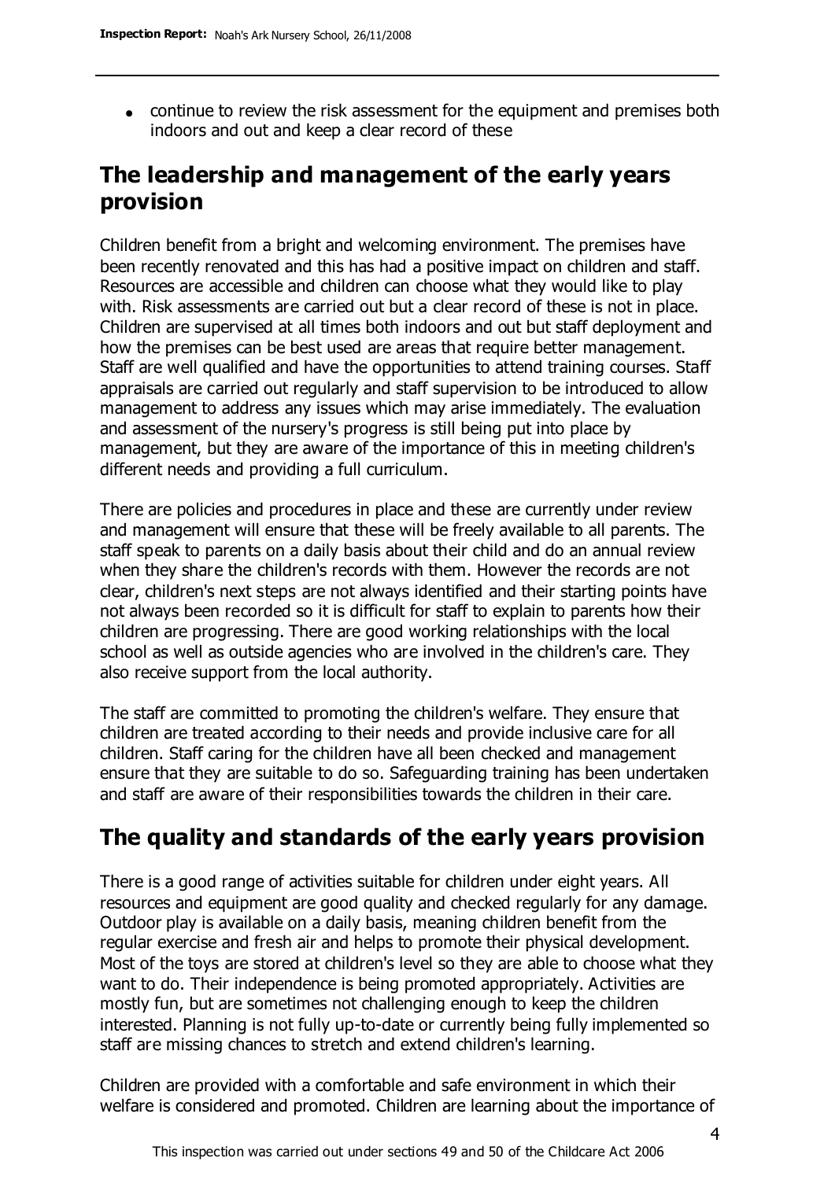- continue to review the risk assessment for the equipment and premises both indoors and out and keep a clear record of these

## The leadership and management of the early years provision

Children benefit from a bright and welcoming environment. The premises have been recently renovated and this has had a positive impact on children and staff. Resources are accessible and children can choose what they would like to play with. Risk assessments are carried out but a clear record of these is not in place. Children are supervised at all times both indoors and out but staff deployment and how the premises can be best used are areas that require better management. Staff are well qualified and have the opportunities to attend training courses. Staff appraisals are carried out regularly and staff supervision to be introduced to allow management to address any issues which may arise immediately. The evaluation and assessment of the nursery's progress is still being put into place by management, but they are aware of the importance of this in meeting children's different needs and providing a full curriculum.

There are policies and procedures in place and these are currently under review and management will ensure that these will be freely available to all parents. The staff speak to parents on a daily basis about their child and do an annual review when they share the children's records with them. However the records are not clear, children's next steps are not always identified and their starting points have not always been recorded so it is difficult for staff to explain to parents how their children are progressing. There are good working relationships with the local school as well as outside agencies who are involved in the children's care. They also receive support from the local authority.

The staff are committed to promoting the children's welfare. They ensure that children are treated according to their needs and provide inclusive care for all children. Staff caring for the children have all been checked and management ensure that they are suitable to do so. Safeguarding training has been undertaken and staff are aware of their responsibilities towards the children in their care.

## The quality and standards of the early years provision

There is a good range of activities suitable for children under eight years. All resources and equipment are good quality and checked regularly for any damage. Outdoor play is available on a daily basis, meaning children benefit from the regular exercise and fresh air and helps to promote their physical development. Most of the toys are stored at children's level so they are able to choose what they want to do. Their independence is being promoted appropriately. Activities are mostly fun, but are sometimes not challenging enough to keep the children interested. Planning is not fully up-to-date or currently being fully implemented so staff are missing chances to stretch and extend children's learning.

Children are provided with a comfortable and safe environment in which their welfare is considered and promoted. Children are learning about the importance of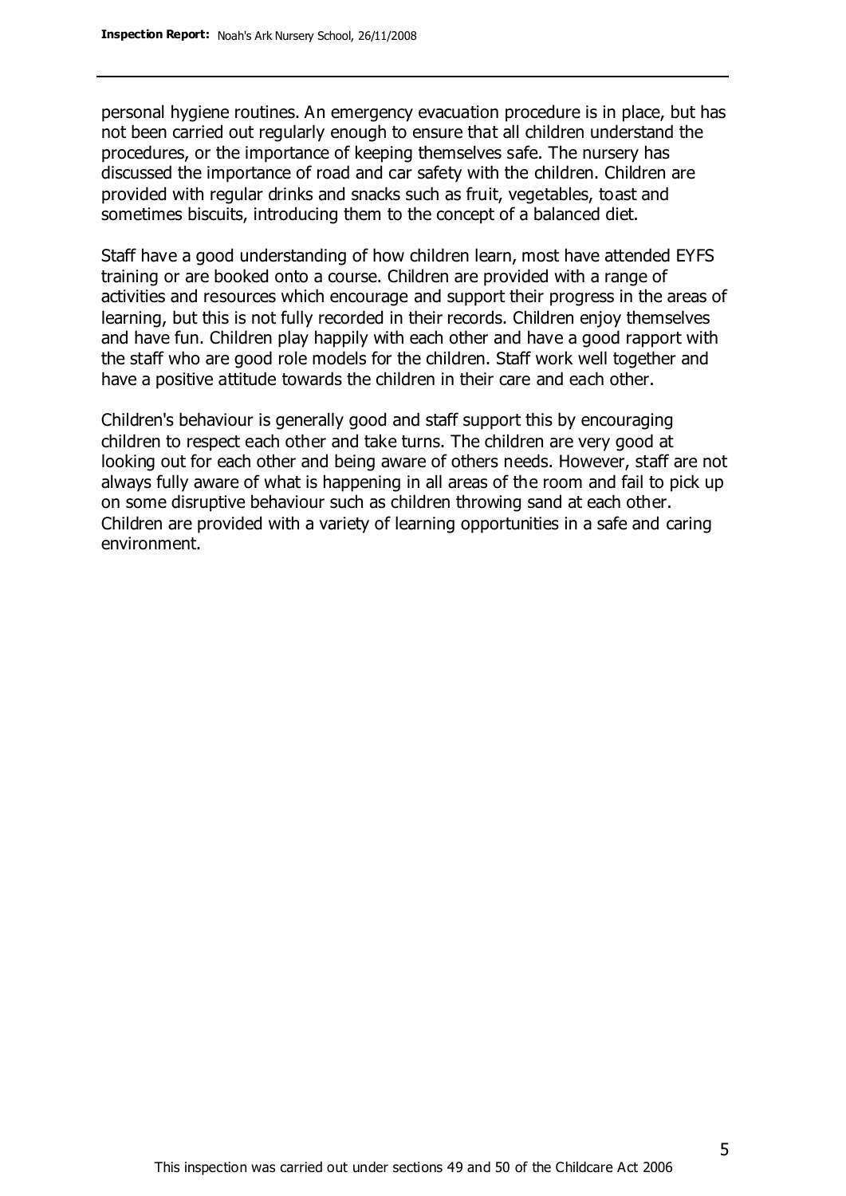personal hygiene routines. An emergency evacuation procedure is in place, but has not been carried out regularly enough to ensure that all children understand the procedures, or the importance of keeping themselves safe. The nursery has discussed the importance of road and car safety with the children. Children are provided with regular drinks and snacks such as fruit, vegetables, toast and sometimes biscuits, introducing them to the concept of a balanced diet.

Staff have a good understanding of how children learn, most have attended EYFS training or are booked onto a course. Children are provided with a range of activities and resources which encourage and support their progress in the areas of learning, but this is not fully recorded in their records. Children enjoy themselves and have fun. Children play happily with each other and have a good rapport with the staff who are good role models for the children. Staff work well together and have a positive attitude towards the children in their care and each other.

Children's behaviour is generally good and staff support this by encouraging children to respect each other and take turns. The children are very good at looking out for each other and being aware of others needs. However, staff are not always fully aware of what is happening in all areas of the room and fail to pick up on some disruptive behaviour such as children throwing sand at each other. Children are provided with a variety of learning opportunities in a safe and caring environment.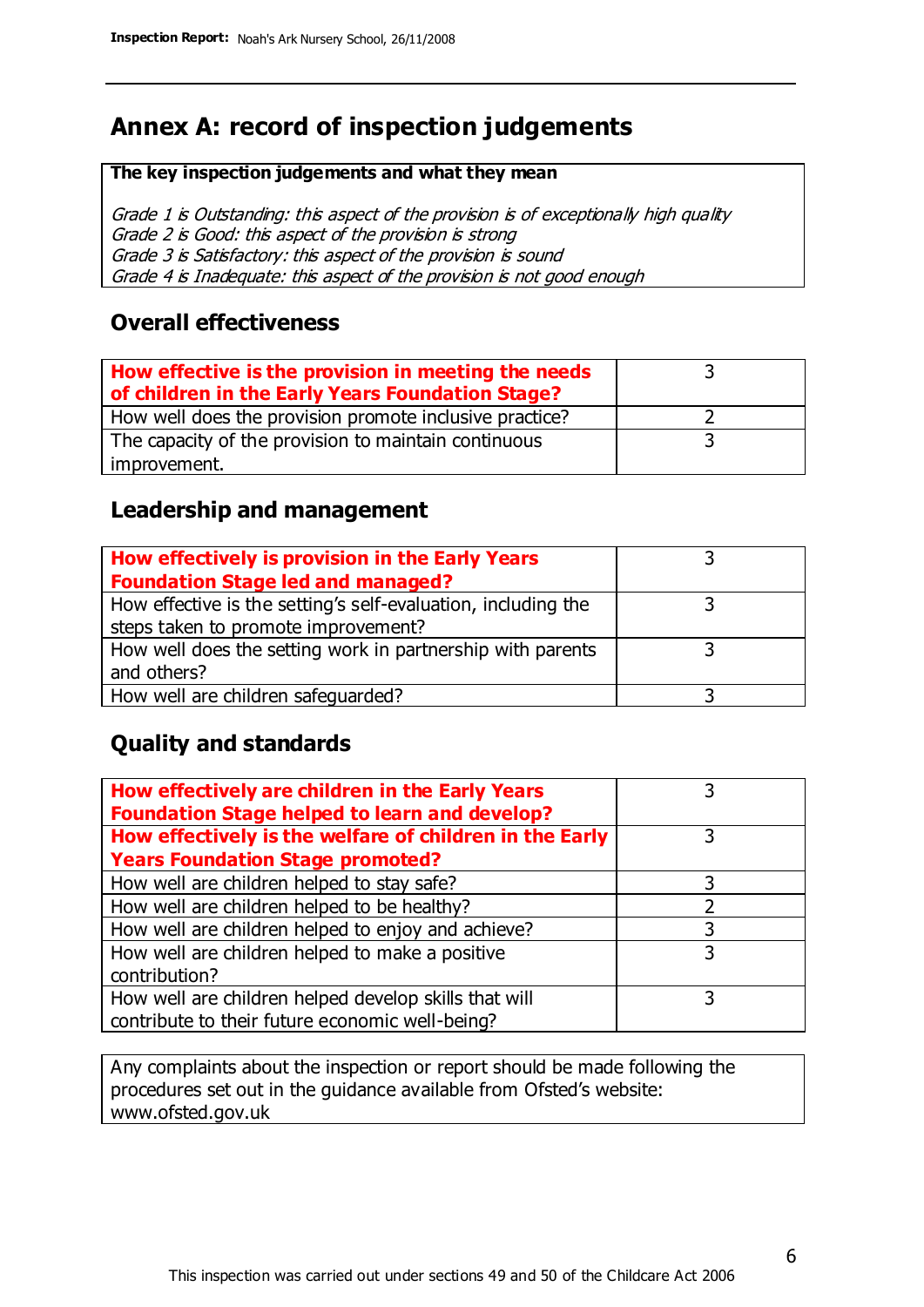# Annex A: record of inspection judgements

**The key inspection judgements and what they mean**

*Grade 1 is Outstanding: this aspect of the provision is of exceptionally high quality*
*Grade 2 is Good: this aspect of the provision is strong*
*Grade 3 is Satisfactory: this aspect of the provision is sound*
*Grade 4 is Inadequate: this aspect of the provision is not good enough*

## Overall effectiveness

| | |
|---|---|
| **How effective is the provision in meeting the needs of children in the Early Years Foundation Stage?** | 3 |
| How well does the provision promote inclusive practice? | 2 |
| The capacity of the provision to maintain continuous improvement. | 3 |

## Leadership and management

| | |
|---|---|
| **How effectively is provision in the Early Years Foundation Stage led and managed?** | 3 |
| How effective is the setting's self-evaluation, including the steps taken to promote improvement? | 3 |
| How well does the setting work in partnership with parents and others? | 3 |
| How well are children safeguarded? | 3 |

## Quality and standards

| | |
|---|---|
| **How effectively are children in the Early Years Foundation Stage helped to learn and develop?** | 3 |
| **How effectively is the welfare of children in the Early Years Foundation Stage promoted?** | 3 |
| How well are children helped to stay safe? | 3 |
| How well are children helped to be healthy? | 2 |
| How well are children helped to enjoy and achieve? | 3 |
| How well are children helped to make a positive contribution? | 3 |
| How well are children helped develop skills that will contribute to their future economic well-being? | 3 |

Any complaints about the inspection or report should be made following the procedures set out in the guidance available from Ofsted's website: www.ofsted.gov.uk

This inspection was carried out under sections 49 and 50 of the Childcare Act 2006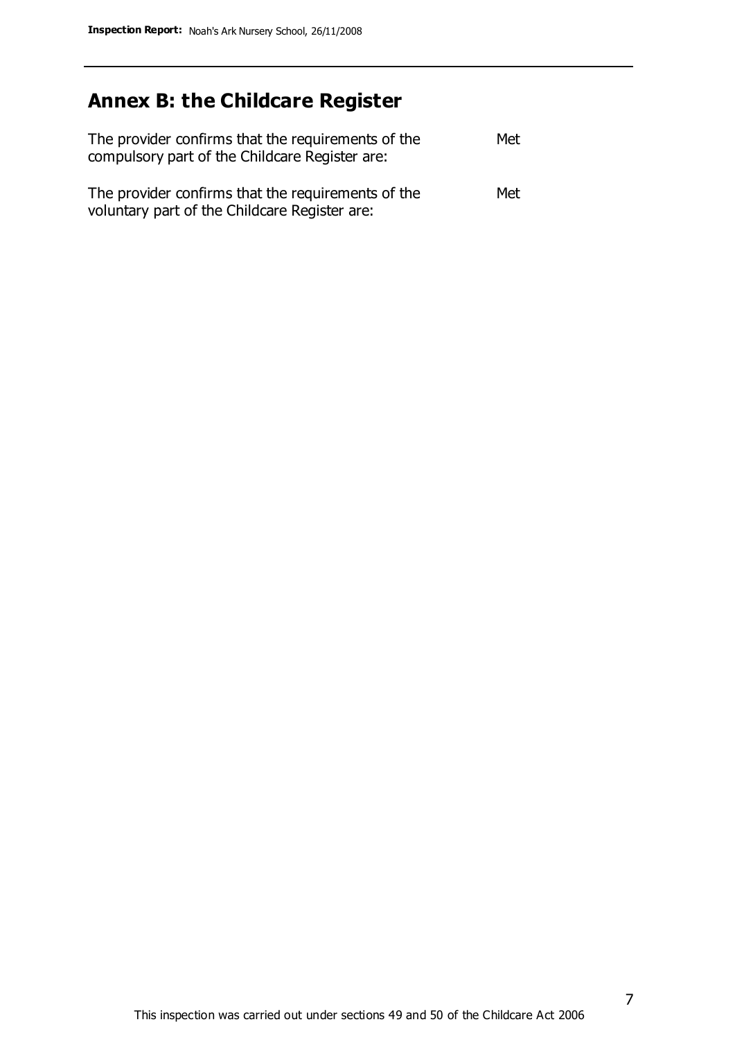## Annex B: the Childcare Register

| | |
|---|---|
| The provider confirms that the requirements of the compulsory part of the Childcare Register are: | Met |
| The provider confirms that the requirements of the voluntary part of the Childcare Register are: | Met |

This inspection was carried out under sections 49 and 50 of the Childcare Act 2006